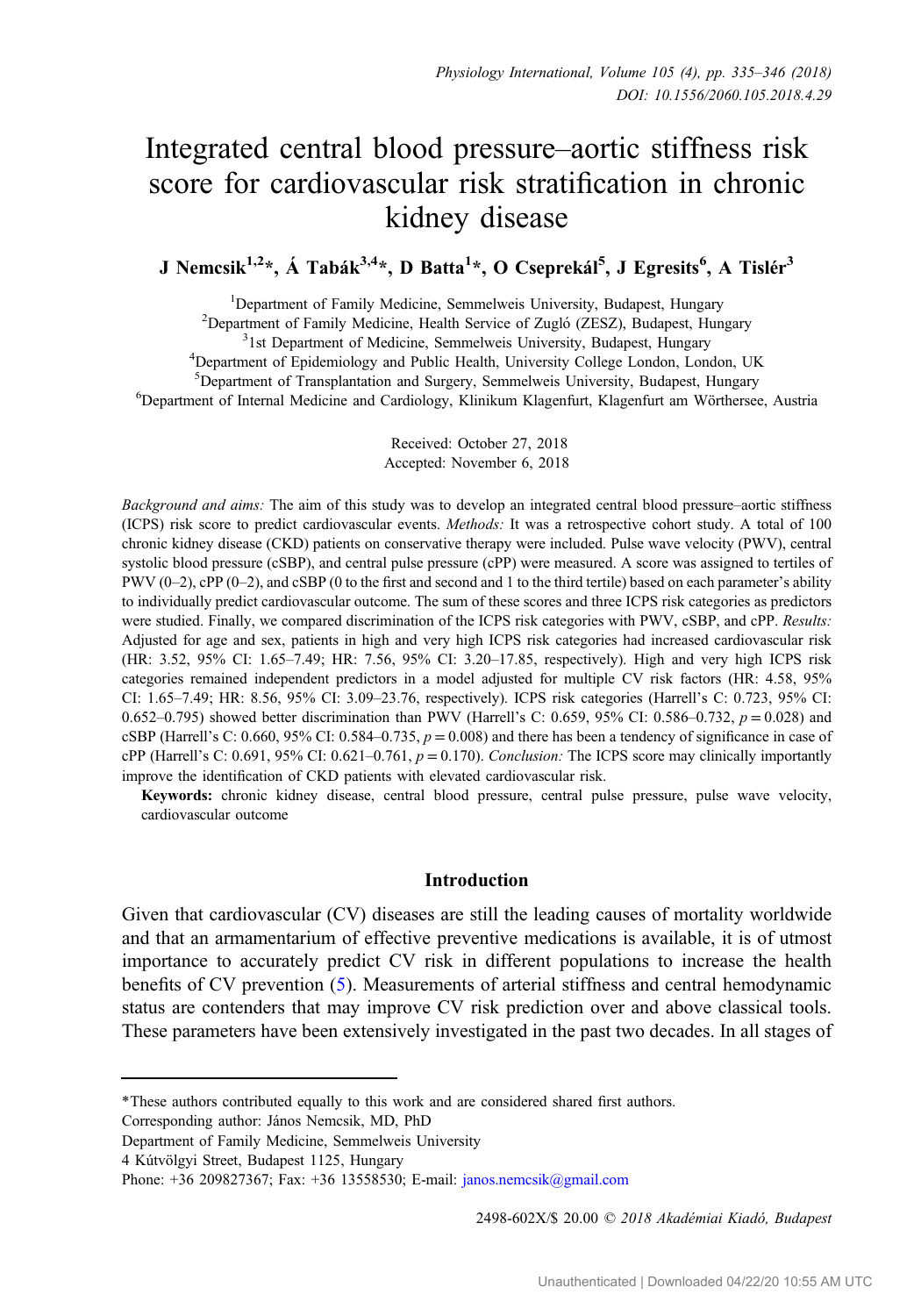# Integrated central blood pressure–aortic stiffness risk score for cardiovascular risk stratification in chronic kidney disease

**J Nemcsik[1,2]*, Á Tabák[3,4]*, D Batta[1]*, O Cseprekál[5], J Egresits[6], A Tislér[3]**

[1]Department of Family Medicine, Semmelweis University, Budapest, Hungary
[2]Department of Family Medicine, Health Service of Zugló (ZESZ), Budapest, Hungary
[3]1st Department of Medicine, Semmelweis University, Budapest, Hungary
[4]Department of Epidemiology and Public Health, University College London, London, UK
[5]Department of Transplantation and Surgery, Semmelweis University, Budapest, Hungary
[6]Department of Internal Medicine and Cardiology, Klinikum Klagenfurt, Klagenfurt am Wörthersee, Austria

Received: October 27, 2018
Accepted: November 6, 2018

*Background and aims:* The aim of this study was to develop an integrated central blood pressure–aortic stiffness (ICPS) risk score to predict cardiovascular events. *Methods:* It was a retrospective cohort study. A total of 100 chronic kidney disease (CKD) patients on conservative therapy were included. Pulse wave velocity (PWV), central systolic blood pressure (cSBP), and central pulse pressure (cPP) were measured. A score was assigned to tertiles of PWV (0–2), cPP (0–2), and cSBP (0 to the first and second and 1 to the third tertile) based on each parameter's ability to individually predict cardiovascular outcome. The sum of these scores and three ICPS risk categories as predictors were studied. Finally, we compared discrimination of the ICPS risk categories with PWV, cSBP, and cPP. *Results:* Adjusted for age and sex, patients in high and very high ICPS risk categories had increased cardiovascular risk (HR: 3.52, 95% CI: 1.65–7.49; HR: 7.56, 95% CI: 3.20–17.85, respectively). High and very high ICPS risk categories remained independent predictors in a model adjusted for multiple CV risk factors (HR: 4.58, 95% CI: 1.65–7.49; HR: 8.56, 95% CI: 3.09–23.76, respectively). ICPS risk categories (Harrell's C: 0.723, 95% CI: 0.652–0.795) showed better discrimination than PWV (Harrell's C: 0.659, 95% CI: 0.586–0.732, $p = 0.028$) and cSBP (Harrell's C: 0.660, 95% CI: 0.584–0.735, $p = 0.008$) and there has been a tendency of significance in case of cPP (Harrell's C: 0.691, 95% CI: 0.621–0.761, $p = 0.170$). *Conclusion:* The ICPS score may clinically importantly improve the identification of CKD patients with elevated cardiovascular risk.

**Keywords:** chronic kidney disease, central blood pressure, central pulse pressure, pulse wave velocity, cardiovascular outcome

## Introduction

Given that cardiovascular (CV) diseases are still the leading causes of mortality worldwide and that an armamentarium of effective preventive medications is available, it is of utmost importance to accurately predict CV risk in different populations to increase the health benefits of CV prevention (5). Measurements of arterial stiffness and central hemodynamic status are contenders that may improve CV risk prediction over and above classical tools. These parameters have been extensively investigated in the past two decades. In all stages of

---

*These authors contributed equally to this work and are considered shared first authors.
Corresponding author: János Nemcsik, MD, PhD
Department of Family Medicine, Semmelweis University
4 Kútvölgyi Street, Budapest 1125, Hungary
Phone: +36 209827367; Fax: +36 13558530; E-mail: janos.nemcsik@gmail.com

2498-602X/$ 20.00 © 2018 Akadémiai Kiadó, Budapest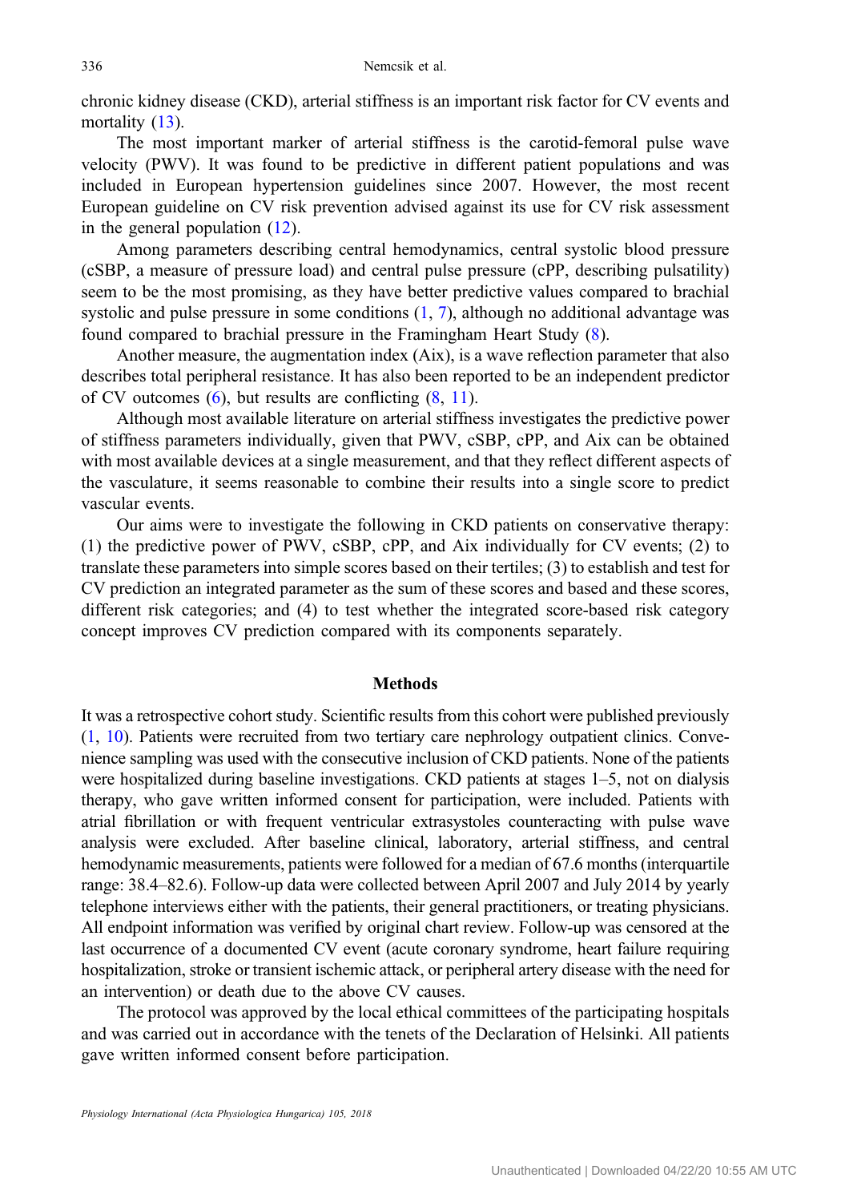chronic kidney disease (CKD), arterial stiffness is an important risk factor for CV events and mortality (13).

The most important marker of arterial stiffness is the carotid-femoral pulse wave velocity (PWV). It was found to be predictive in different patient populations and was included in European hypertension guidelines since 2007. However, the most recent European guideline on CV risk prevention advised against its use for CV risk assessment in the general population (12).

Among parameters describing central hemodynamics, central systolic blood pressure (cSBP, a measure of pressure load) and central pulse pressure (cPP, describing pulsatility) seem to be the most promising, as they have better predictive values compared to brachial systolic and pulse pressure in some conditions (1, 7), although no additional advantage was found compared to brachial pressure in the Framingham Heart Study (8).

Another measure, the augmentation index (Aix), is a wave reflection parameter that also describes total peripheral resistance. It has also been reported to be an independent predictor of CV outcomes (6), but results are conflicting (8, 11).

Although most available literature on arterial stiffness investigates the predictive power of stiffness parameters individually, given that PWV, cSBP, cPP, and Aix can be obtained with most available devices at a single measurement, and that they reflect different aspects of the vasculature, it seems reasonable to combine their results into a single score to predict vascular events.

Our aims were to investigate the following in CKD patients on conservative therapy: (1) the predictive power of PWV, cSBP, cPP, and Aix individually for CV events; (2) to translate these parameters into simple scores based on their tertiles; (3) to establish and test for CV prediction an integrated parameter as the sum of these scores and based and these scores, different risk categories; and (4) to test whether the integrated score-based risk category concept improves CV prediction compared with its components separately.

## Methods

It was a retrospective cohort study. Scientific results from this cohort were published previously (1, 10). Patients were recruited from two tertiary care nephrology outpatient clinics. Convenience sampling was used with the consecutive inclusion of CKD patients. None of the patients were hospitalized during baseline investigations. CKD patients at stages 1–5, not on dialysis therapy, who gave written informed consent for participation, were included. Patients with atrial fibrillation or with frequent ventricular extrasystoles counteracting with pulse wave analysis were excluded. After baseline clinical, laboratory, arterial stiffness, and central hemodynamic measurements, patients were followed for a median of 67.6 months (interquartile range: 38.4–82.6). Follow-up data were collected between April 2007 and July 2014 by yearly telephone interviews either with the patients, their general practitioners, or treating physicians. All endpoint information was verified by original chart review. Follow-up was censored at the last occurrence of a documented CV event (acute coronary syndrome, heart failure requiring hospitalization, stroke or transient ischemic attack, or peripheral artery disease with the need for an intervention) or death due to the above CV causes.

The protocol was approved by the local ethical committees of the participating hospitals and was carried out in accordance with the tenets of the Declaration of Helsinki. All patients gave written informed consent before participation.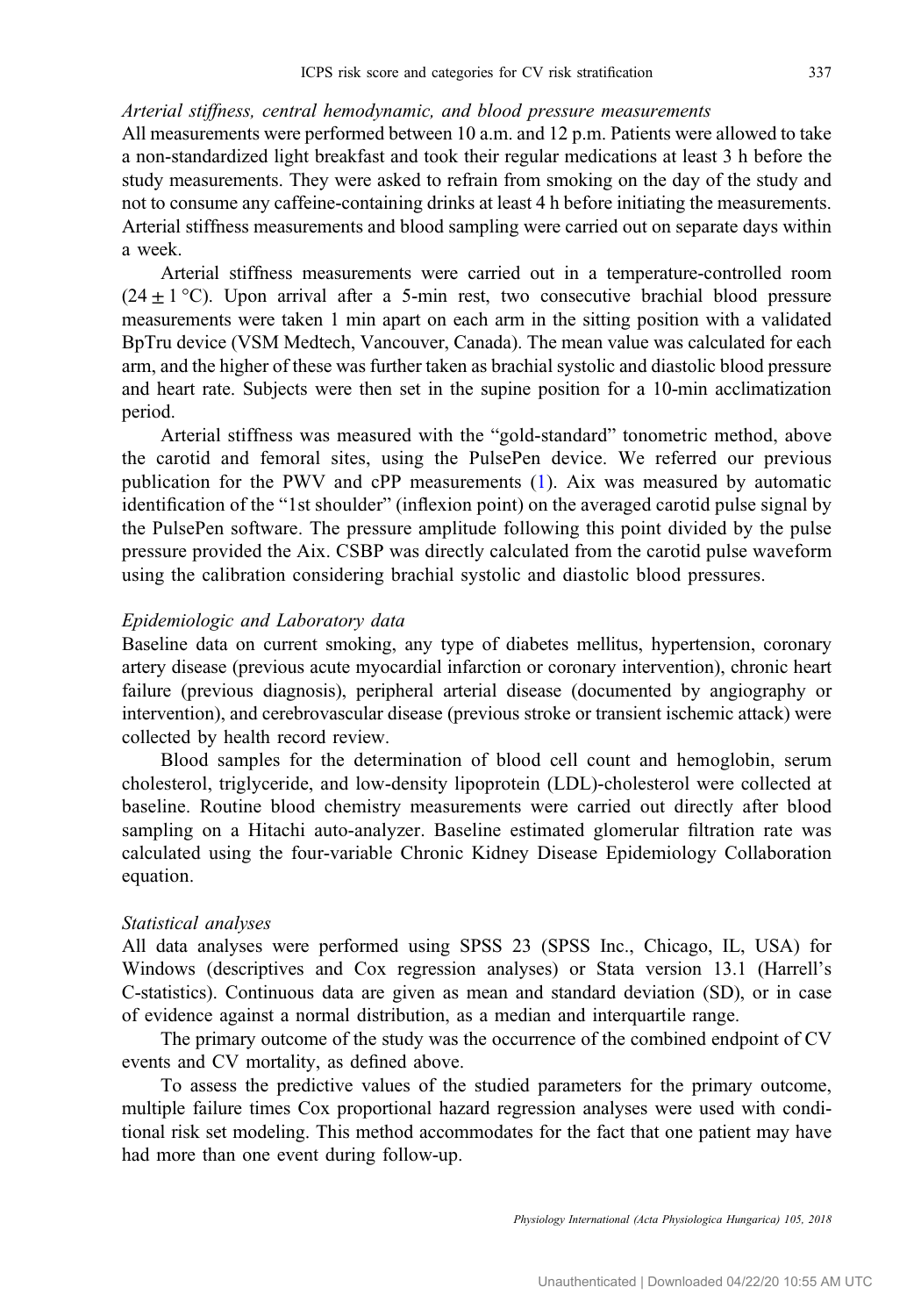*Arterial stiffness, central hemodynamic, and blood pressure measurements*
All measurements were performed between 10 a.m. and 12 p.m. Patients were allowed to take a non-standardized light breakfast and took their regular medications at least 3 h before the study measurements. They were asked to refrain from smoking on the day of the study and not to consume any caffeine-containing drinks at least 4 h before initiating the measurements. Arterial stiffness measurements and blood sampling were carried out on separate days within a week.

Arterial stiffness measurements were carried out in a temperature-controlled room ($24 \pm 1$ °C). Upon arrival after a 5-min rest, two consecutive brachial blood pressure measurements were taken 1 min apart on each arm in the sitting position with a validated BpTru device (VSM Medtech, Vancouver, Canada). The mean value was calculated for each arm, and the higher of these was further taken as brachial systolic and diastolic blood pressure and heart rate. Subjects were then set in the supine position for a 10-min acclimatization period.

Arterial stiffness was measured with the "gold-standard" tonometric method, above the carotid and femoral sites, using the PulsePen device. We referred our previous publication for the PWV and cPP measurements (1). Aix was measured by automatic identification of the "1st shoulder" (inflexion point) on the averaged carotid pulse signal by the PulsePen software. The pressure amplitude following this point divided by the pulse pressure provided the Aix. CSBP was directly calculated from the carotid pulse waveform using the calibration considering brachial systolic and diastolic blood pressures.

*Epidemiologic and Laboratory data*
Baseline data on current smoking, any type of diabetes mellitus, hypertension, coronary artery disease (previous acute myocardial infarction or coronary intervention), chronic heart failure (previous diagnosis), peripheral arterial disease (documented by angiography or intervention), and cerebrovascular disease (previous stroke or transient ischemic attack) were collected by health record review.

Blood samples for the determination of blood cell count and hemoglobin, serum cholesterol, triglyceride, and low-density lipoprotein (LDL)-cholesterol were collected at baseline. Routine blood chemistry measurements were carried out directly after blood sampling on a Hitachi auto-analyzer. Baseline estimated glomerular filtration rate was calculated using the four-variable Chronic Kidney Disease Epidemiology Collaboration equation.

*Statistical analyses*
All data analyses were performed using SPSS 23 (SPSS Inc., Chicago, IL, USA) for Windows (descriptives and Cox regression analyses) or Stata version 13.1 (Harrell's C-statistics). Continuous data are given as mean and standard deviation (SD), or in case of evidence against a normal distribution, as a median and interquartile range.

The primary outcome of the study was the occurrence of the combined endpoint of CV events and CV mortality, as defined above.

To assess the predictive values of the studied parameters for the primary outcome, multiple failure times Cox proportional hazard regression analyses were used with conditional risk set modeling. This method accommodates for the fact that one patient may have had more than one event during follow-up.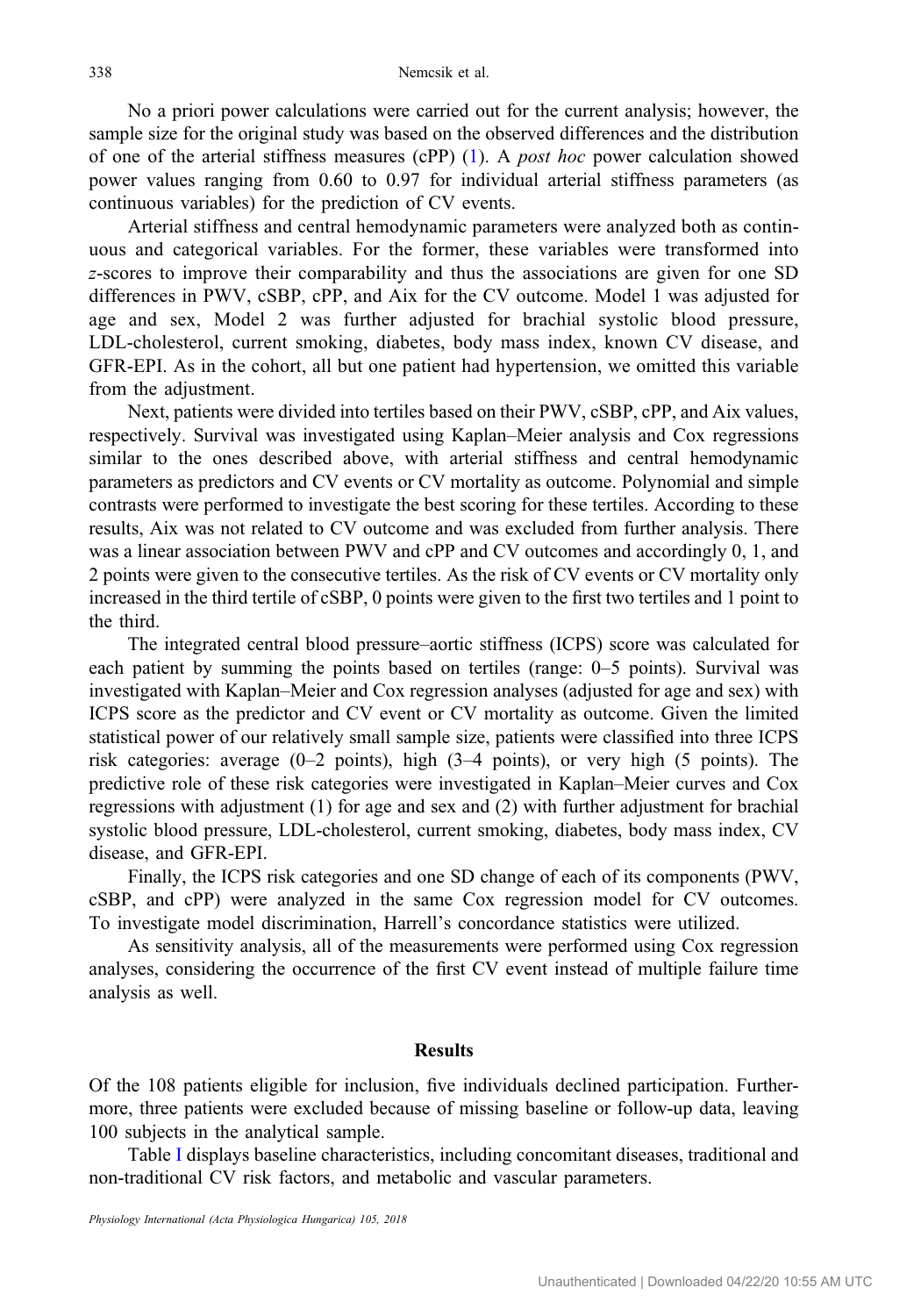No a priori power calculations were carried out for the current analysis; however, the sample size for the original study was based on the observed differences and the distribution of one of the arterial stiffness measures (cPP) (1). A *post hoc* power calculation showed power values ranging from 0.60 to 0.97 for individual arterial stiffness parameters (as continuous variables) for the prediction of CV events.

Arterial stiffness and central hemodynamic parameters were analyzed both as continuous and categorical variables. For the former, these variables were transformed into *z*-scores to improve their comparability and thus the associations are given for one SD differences in PWV, cSBP, cPP, and Aix for the CV outcome. Model 1 was adjusted for age and sex, Model 2 was further adjusted for brachial systolic blood pressure, LDL-cholesterol, current smoking, diabetes, body mass index, known CV disease, and GFR-EPI. As in the cohort, all but one patient had hypertension, we omitted this variable from the adjustment.

Next, patients were divided into tertiles based on their PWV, cSBP, cPP, and Aix values, respectively. Survival was investigated using Kaplan–Meier analysis and Cox regressions similar to the ones described above, with arterial stiffness and central hemodynamic parameters as predictors and CV events or CV mortality as outcome. Polynomial and simple contrasts were performed to investigate the best scoring for these tertiles. According to these results, Aix was not related to CV outcome and was excluded from further analysis. There was a linear association between PWV and cPP and CV outcomes and accordingly 0, 1, and 2 points were given to the consecutive tertiles. As the risk of CV events or CV mortality only increased in the third tertile of cSBP, 0 points were given to the first two tertiles and 1 point to the third.

The integrated central blood pressure–aortic stiffness (ICPS) score was calculated for each patient by summing the points based on tertiles (range: 0–5 points). Survival was investigated with Kaplan–Meier and Cox regression analyses (adjusted for age and sex) with ICPS score as the predictor and CV event or CV mortality as outcome. Given the limited statistical power of our relatively small sample size, patients were classified into three ICPS risk categories: average (0–2 points), high (3–4 points), or very high (5 points). The predictive role of these risk categories were investigated in Kaplan–Meier curves and Cox regressions with adjustment (1) for age and sex and (2) with further adjustment for brachial systolic blood pressure, LDL-cholesterol, current smoking, diabetes, body mass index, CV disease, and GFR-EPI.

Finally, the ICPS risk categories and one SD change of each of its components (PWV, cSBP, and cPP) were analyzed in the same Cox regression model for CV outcomes. To investigate model discrimination, Harrell's concordance statistics were utilized.

As sensitivity analysis, all of the measurements were performed using Cox regression analyses, considering the occurrence of the first CV event instead of multiple failure time analysis as well.

## Results

Of the 108 patients eligible for inclusion, five individuals declined participation. Furthermore, three patients were excluded because of missing baseline or follow-up data, leaving 100 subjects in the analytical sample.

Table I displays baseline characteristics, including concomitant diseases, traditional and non-traditional CV risk factors, and metabolic and vascular parameters.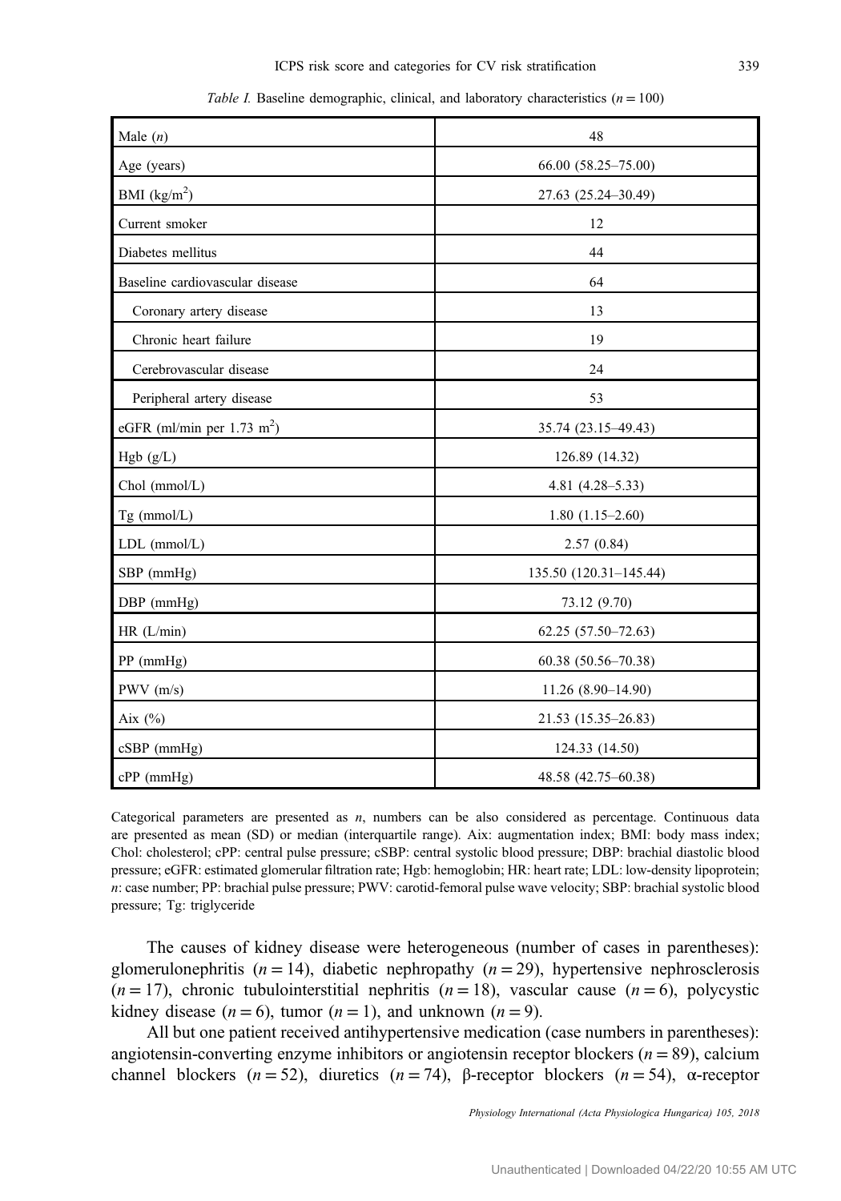*Table I.* Baseline demographic, clinical, and laboratory characteristics ($n = 100$)

| | |
|---|---|
| Male ($n$) | 48 |
| Age (years) | 66.00 (58.25–75.00) |
| BMI (kg/m$^2$) | 27.63 (25.24–30.49) |
| Current smoker | 12 |
| Diabetes mellitus | 44 |
| Baseline cardiovascular disease | 64 |
| Coronary artery disease | 13 |
| Chronic heart failure | 19 |
| Cerebrovascular disease | 24 |
| Peripheral artery disease | 53 |
| eGFR (ml/min per 1.73 m$^2$) | 35.74 (23.15–49.43) |
| Hgb (g/L) | 126.89 (14.32) |
| Chol (mmol/L) | 4.81 (4.28–5.33) |
| Tg (mmol/L) | 1.80 (1.15–2.60) |
| LDL (mmol/L) | 2.57 (0.84) |
| SBP (mmHg) | 135.50 (120.31–145.44) |
| DBP (mmHg) | 73.12 (9.70) |
| HR (L/min) | 62.25 (57.50–72.63) |
| PP (mmHg) | 60.38 (50.56–70.38) |
| PWV (m/s) | 11.26 (8.90–14.90) |
| Aix (%) | 21.53 (15.35–26.83) |
| cSBP (mmHg) | 124.33 (14.50) |
| cPP (mmHg) | 48.58 (42.75–60.38) |

Categorical parameters are presented as $n$, numbers can be also considered as percentage. Continuous data are presented as mean (SD) or median (interquartile range). Aix: augmentation index; BMI: body mass index; Chol: cholesterol; cPP: central pulse pressure; cSBP: central systolic blood pressure; DBP: brachial diastolic blood pressure; eGFR: estimated glomerular filtration rate; Hgb: hemoglobin; HR: heart rate; LDL: low-density lipoprotein; $n$: case number; PP: brachial pulse pressure; PWV: carotid-femoral pulse wave velocity; SBP: brachial systolic blood pressure; Tg: triglyceride

The causes of kidney disease were heterogeneous (number of cases in parentheses): glomerulonephritis ($n = 14$), diabetic nephropathy ($n = 29$), hypertensive nephrosclerosis ($n = 17$), chronic tubulointerstitial nephritis ($n = 18$), vascular cause ($n = 6$), polycystic kidney disease ($n = 6$), tumor ($n = 1$), and unknown ($n = 9$).

All but one patient received antihypertensive medication (case numbers in parentheses): angiotensin-converting enzyme inhibitors or angiotensin receptor blockers ($n = 89$), calcium channel blockers ($n = 52$), diuretics ($n = 74$), β-receptor blockers ($n = 54$), α-receptor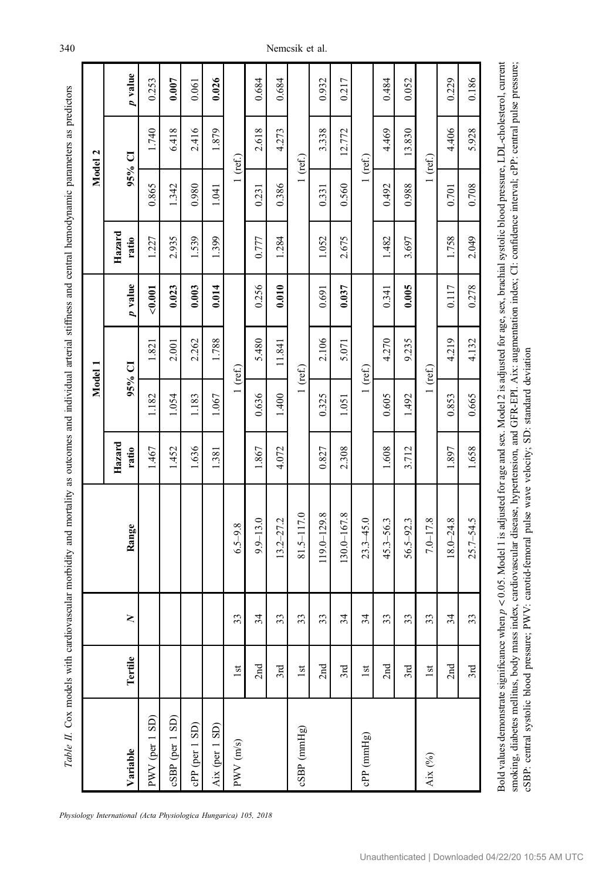*Table II.* Cox models with cardiovascular morbidity and mortality as outcomes and individual arterial stiffness and central hemodynamic parameters as predictors

| Variable | Tertile | N | Range | Model 1 | | | | Model 2 | | | |
|---|---|---|---|---|---|---|---|---|---|---|---|
| | | | | Hazard ratio | 95% CI | | p value | Hazard ratio | 95% CI | | p value |
| PWV (per 1 SD) | | | | 1.467 | 1.182 | 1.821 | **<0.001** | 1.227 | 0.865 | 1.740 | 0.253 |
| cSBP (per 1 SD) | | | | 1.452 | 1.054 | 2.001 | **0.023** | 2.935 | 1.342 | 6.418 | **0.007** |
| cPP (per 1 SD) | | | | 1.636 | 1.183 | 2.262 | **0.003** | 1.539 | 0.980 | 2.416 | 0.061 |
| Aix (per 1 SD) | | | | 1.381 | 1.067 | 1.788 | **0.014** | 1.399 | 1.041 | 1.879 | **0.026** |
| PWV (m/s) | 1st | 33 | 6.5–9.8 | 1 (ref.) | | | | 1 (ref.) | | | |
| | 2nd | 34 | 9.9–13.0 | 1.867 | 0.636 | 5.480 | 0.256 | 0.777 | 0.231 | 2.618 | 0.684 |
| | 3rd | 33 | 13.2–27.2 | 4.072 | 1.400 | 11.841 | **0.010** | 1.284 | 0.386 | 4.273 | 0.684 |
| cSBP (mmHg) | 1st | 33 | 81.5–117.0 | 1 (ref.) | | | | 1 (ref.) | | | |
| | 2nd | 33 | 119.0–129.8 | 0.827 | 0.325 | 2.106 | 0.691 | 1.052 | 0.331 | 3.338 | 0.932 |
| | 3rd | 34 | 130.0–167.8 | 2.308 | 1.051 | 5.071 | **0.037** | 2.675 | 0.560 | 12.772 | 0.217 |
| cPP (mmHg) | 1st | 34 | 23.3–45.0 | 1 (ref.) | | | | 1 (ref.) | | | |
| | 2nd | 33 | 45.3–56.3 | 1.608 | 0.605 | 4.270 | 0.341 | 1.482 | 0.492 | 4.469 | 0.484 |
| | 3rd | 33 | 56.5–92.3 | 3.712 | 1.492 | 9.235 | **0.005** | 3.697 | 0.988 | 13.830 | 0.052 |
| Aix (%) | 1st | 33 | 7.0–17.8 | 1 (ref.) | | | | 1 (ref.) | | | |
| | 2nd | 34 | 18.0–24.8 | 1.897 | 0.853 | 4.219 | 0.117 | 1.758 | 0.701 | 4.406 | 0.229 |
| | 3rd | 33 | 25.7–54.5 | 1.658 | 0.665 | 4.132 | 0.278 | 2.049 | 0.708 | 5.928 | 0.186 |

Bold values demonstrate significance when $p < 0.05$. Model 1 is adjusted for age and sex. Model 2 is adjusted for age, sex, brachial systolic blood pressure, LDL-cholesterol, current smoking, diabetes mellitus, body mass index, cardiovascular disease, hypertension, and GFR-EPI. Aix: augmentation index; CI: confidence interval; cPP: central pulse pressure; cSBP: central systolic blood pressure; PWV: carotid-femoral pulse wave velocity; SD: standard deviation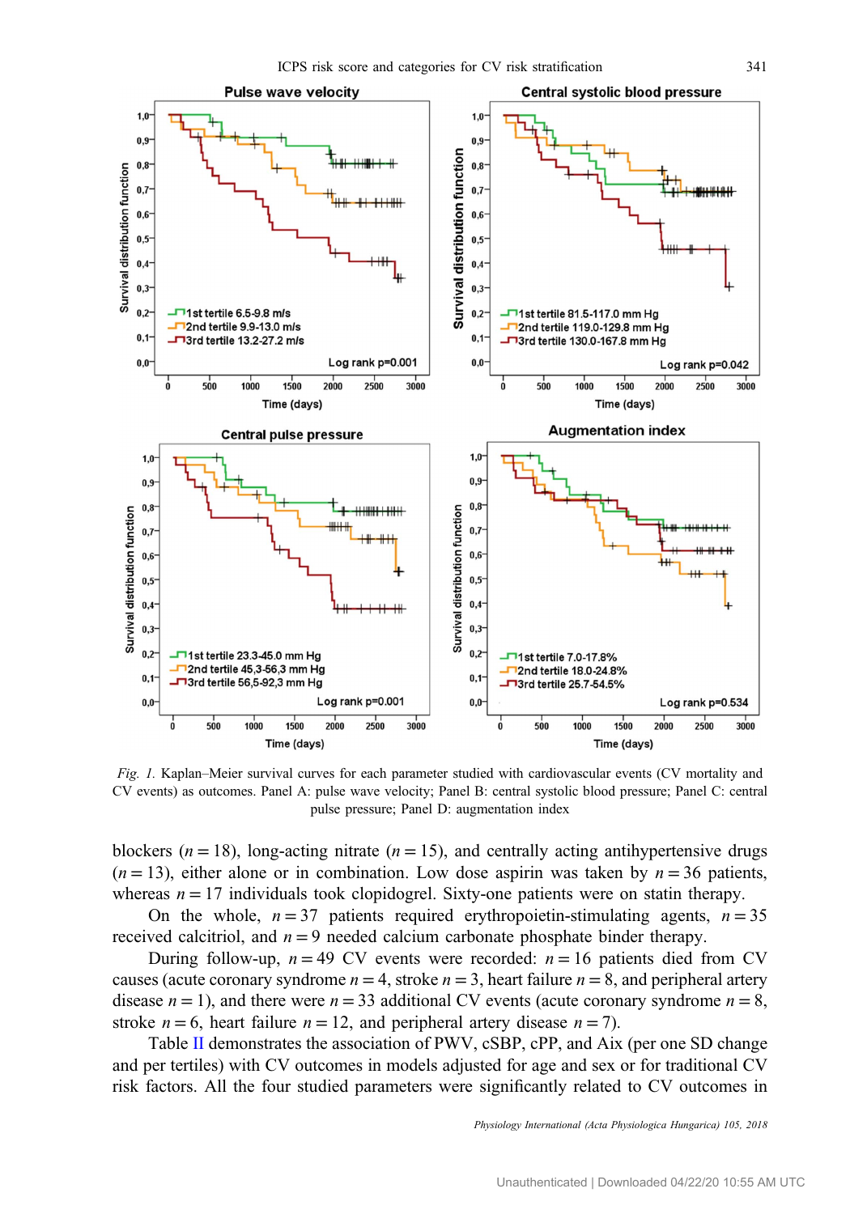*Fig. 1.* Kaplan–Meier survival curves for each parameter studied with cardiovascular events (CV mortality and CV events) as outcomes. Panel A: pulse wave velocity; Panel B: central systolic blood pressure; Panel C: central pulse pressure; Panel D: augmentation index

blockers ($n = 18$), long-acting nitrate ($n = 15$), and centrally acting antihypertensive drugs ($n = 13$), either alone or in combination. Low dose aspirin was taken by $n = 36$ patients, whereas $n = 17$ individuals took clopidogrel. Sixty-one patients were on statin therapy.

On the whole, $n = 37$ patients required erythropoietin-stimulating agents, $n = 35$ received calcitriol, and $n = 9$ needed calcium carbonate phosphate binder therapy.

During follow-up, $n = 49$ CV events were recorded: $n = 16$ patients died from CV causes (acute coronary syndrome $n = 4$, stroke $n = 3$, heart failure $n = 8$, and peripheral artery disease $n = 1$), and there were $n = 33$ additional CV events (acute coronary syndrome $n = 8$, stroke $n = 6$, heart failure $n = 12$, and peripheral artery disease $n = 7$).

Table II demonstrates the association of PWV, cSBP, cPP, and Aix (per one SD change and per tertiles) with CV outcomes in models adjusted for age and sex or for traditional CV risk factors. All the four studied parameters were significantly related to CV outcomes in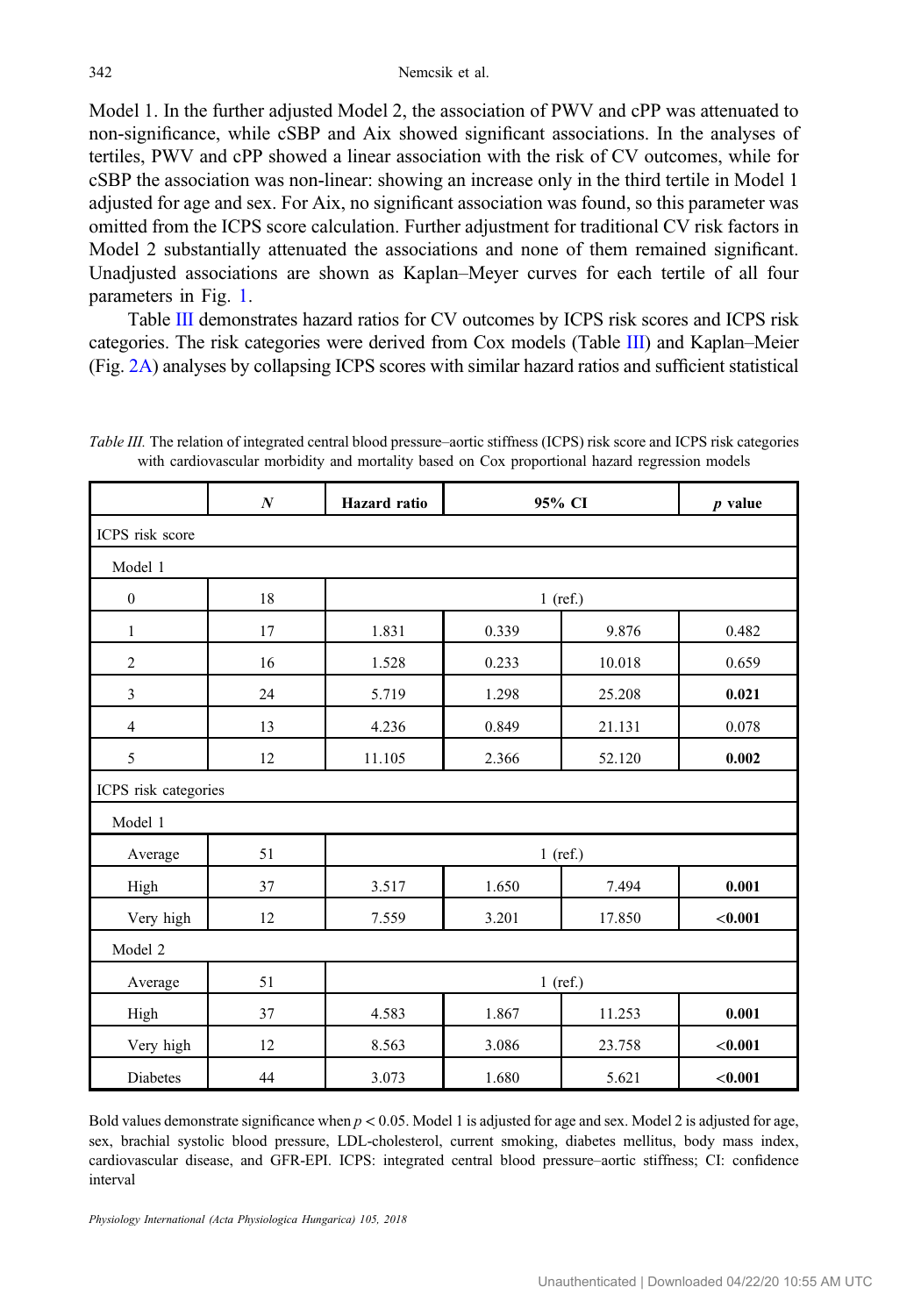Model 1. In the further adjusted Model 2, the association of PWV and cPP was attenuated to non-significance, while cSBP and Aix showed significant associations. In the analyses of tertiles, PWV and cPP showed a linear association with the risk of CV outcomes, while for cSBP the association was non-linear: showing an increase only in the third tertile in Model 1 adjusted for age and sex. For Aix, no significant association was found, so this parameter was omitted from the ICPS score calculation. Further adjustment for traditional CV risk factors in Model 2 substantially attenuated the associations and none of them remained significant. Unadjusted associations are shown as Kaplan–Meyer curves for each tertile of all four parameters in Fig. 1.

Table III demonstrates hazard ratios for CV outcomes by ICPS risk scores and ICPS risk categories. The risk categories were derived from Cox models (Table III) and Kaplan–Meier (Fig. 2A) analyses by collapsing ICPS scores with similar hazard ratios and sufficient statistical

*Table III.* The relation of integrated central blood pressure–aortic stiffness (ICPS) risk score and ICPS risk categories with cardiovascular morbidity and mortality based on Cox proportional hazard regression models

| | **N** | **Hazard ratio** | **95% CI** | | **p value** |
|---|---|---|---|---|---|
| ICPS risk score | | | | | |
| Model 1 | | | | | |
| 0 | 18 | 1 (ref.) | | | |
| 1 | 17 | 1.831 | 0.339 | 9.876 | 0.482 |
| 2 | 16 | 1.528 | 0.233 | 10.018 | 0.659 |
| 3 | 24 | 5.719 | 1.298 | 25.208 | **0.021** |
| 4 | 13 | 4.236 | 0.849 | 21.131 | 0.078 |
| 5 | 12 | 11.105 | 2.366 | 52.120 | **0.002** |
| ICPS risk categories | | | | | |
| Model 1 | | | | | |
| Average | 51 | 1 (ref.) | | | |
| High | 37 | 3.517 | 1.650 | 7.494 | **0.001** |
| Very high | 12 | 7.559 | 3.201 | 17.850 | **<0.001** |
| Model 2 | | | | | |
| Average | 51 | 1 (ref.) | | | |
| High | 37 | 4.583 | 1.867 | 11.253 | **0.001** |
| Very high | 12 | 8.563 | 3.086 | 23.758 | **<0.001** |
| Diabetes | 44 | 3.073 | 1.680 | 5.621 | **<0.001** |

Bold values demonstrate significance when $p < 0.05$. Model 1 is adjusted for age and sex. Model 2 is adjusted for age, sex, brachial systolic blood pressure, LDL-cholesterol, current smoking, diabetes mellitus, body mass index, cardiovascular disease, and GFR-EPI. ICPS: integrated central blood pressure–aortic stiffness; CI: confidence interval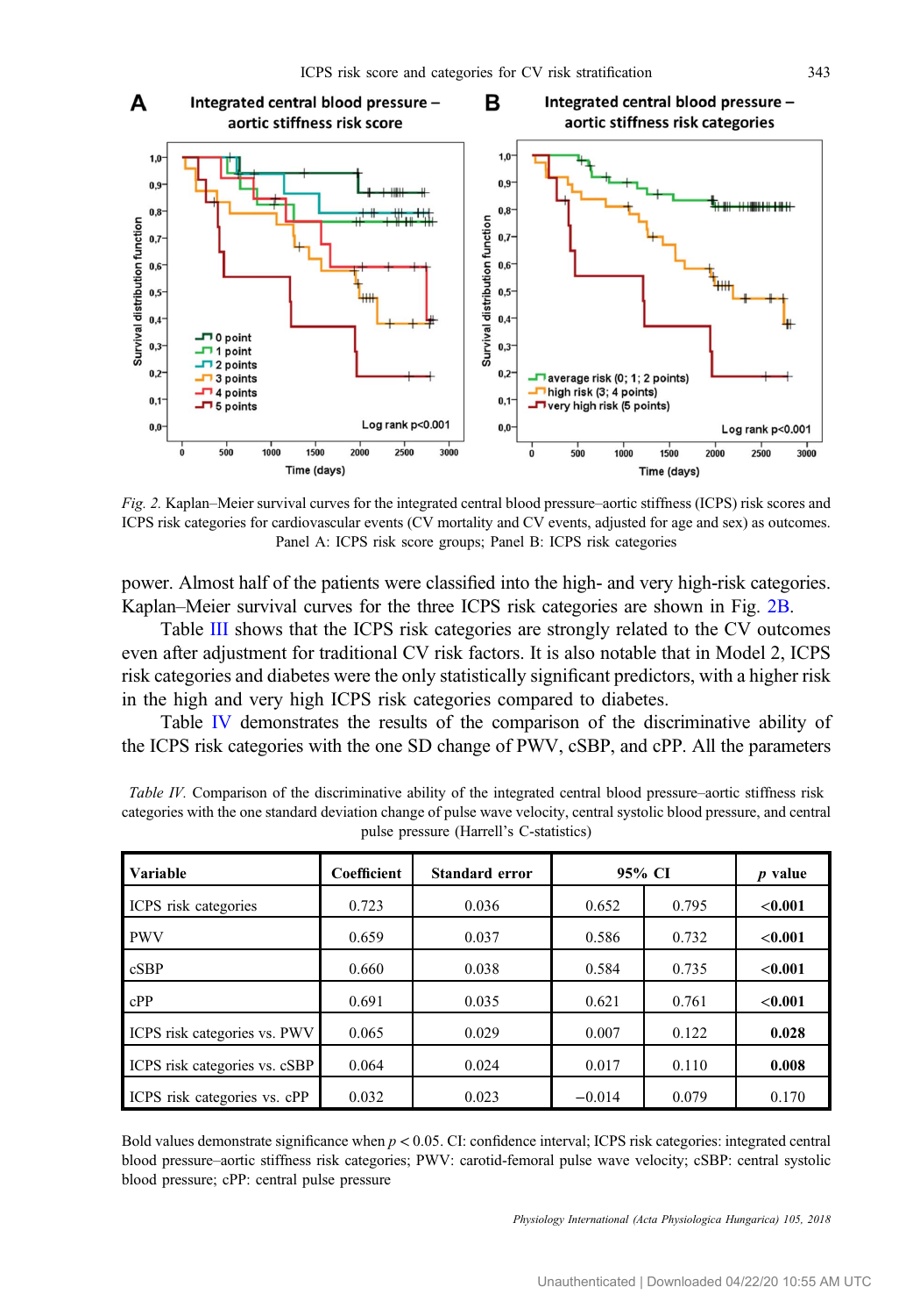*Fig. 2.* Kaplan–Meier survival curves for the integrated central blood pressure–aortic stiffness (ICPS) risk scores and ICPS risk categories for cardiovascular events (CV mortality and CV events, adjusted for age and sex) as outcomes. Panel A: ICPS risk score groups; Panel B: ICPS risk categories

power. Almost half of the patients were classified into the high- and very high-risk categories. Kaplan–Meier survival curves for the three ICPS risk categories are shown in Fig. 2B.

Table III shows that the ICPS risk categories are strongly related to the CV outcomes even after adjustment for traditional CV risk factors. It is also notable that in Model 2, ICPS risk categories and diabetes were the only statistically significant predictors, with a higher risk in the high and very high ICPS risk categories compared to diabetes.

Table IV demonstrates the results of the comparison of the discriminative ability of the ICPS risk categories with the one SD change of PWV, cSBP, and cPP. All the parameters

*Table IV.* Comparison of the discriminative ability of the integrated central blood pressure–aortic stiffness risk categories with the one standard deviation change of pulse wave velocity, central systolic blood pressure, and central pulse pressure (Harrell's C-statistics)

| Variable | Coefficient | Standard error | 95% CI | | *p* value |
|---|---|---|---|---|---|
| ICPS risk categories | 0.723 | 0.036 | 0.652 | 0.795 | **<0.001** |
| PWV | 0.659 | 0.037 | 0.586 | 0.732 | **<0.001** |
| cSBP | 0.660 | 0.038 | 0.584 | 0.735 | **<0.001** |
| cPP | 0.691 | 0.035 | 0.621 | 0.761 | **<0.001** |
| ICPS risk categories vs. PWV | 0.065 | 0.029 | 0.007 | 0.122 | **0.028** |
| ICPS risk categories vs. cSBP | 0.064 | 0.024 | 0.017 | 0.110 | **0.008** |
| ICPS risk categories vs. cPP | 0.032 | 0.023 | −0.014 | 0.079 | 0.170 |

Bold values demonstrate significance when $p < 0.05$. CI: confidence interval; ICPS risk categories: integrated central blood pressure–aortic stiffness risk categories; PWV: carotid-femoral pulse wave velocity; cSBP: central systolic blood pressure; cPP: central pulse pressure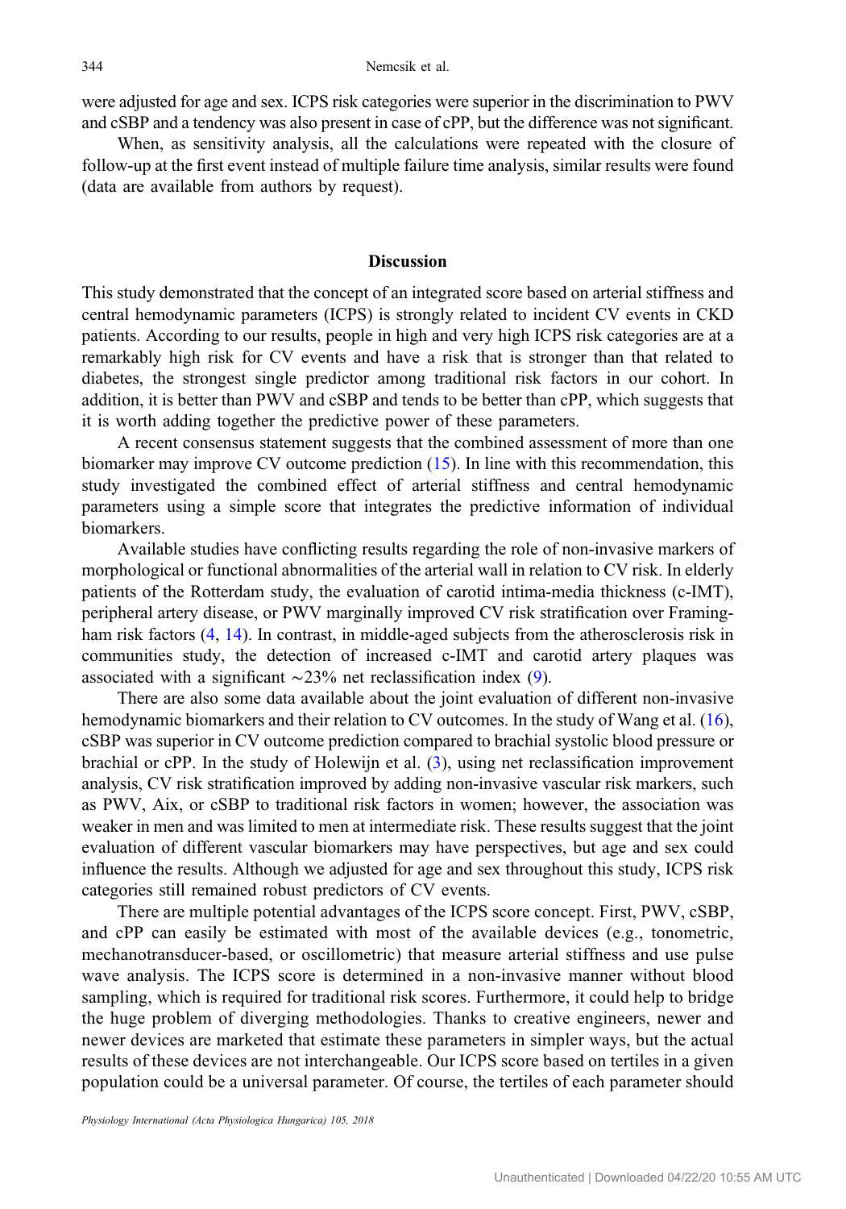were adjusted for age and sex. ICPS risk categories were superior in the discrimination to PWV and cSBP and a tendency was also present in case of cPP, but the difference was not significant.

When, as sensitivity analysis, all the calculations were repeated with the closure of follow-up at the first event instead of multiple failure time analysis, similar results were found (data are available from authors by request).

## Discussion

This study demonstrated that the concept of an integrated score based on arterial stiffness and central hemodynamic parameters (ICPS) is strongly related to incident CV events in CKD patients. According to our results, people in high and very high ICPS risk categories are at a remarkably high risk for CV events and have a risk that is stronger than that related to diabetes, the strongest single predictor among traditional risk factors in our cohort. In addition, it is better than PWV and cSBP and tends to be better than cPP, which suggests that it is worth adding together the predictive power of these parameters.

A recent consensus statement suggests that the combined assessment of more than one biomarker may improve CV outcome prediction (15). In line with this recommendation, this study investigated the combined effect of arterial stiffness and central hemodynamic parameters using a simple score that integrates the predictive information of individual biomarkers.

Available studies have conflicting results regarding the role of non-invasive markers of morphological or functional abnormalities of the arterial wall in relation to CV risk. In elderly patients of the Rotterdam study, the evaluation of carotid intima-media thickness (c-IMT), peripheral artery disease, or PWV marginally improved CV risk stratification over Framingham risk factors (4, 14). In contrast, in middle-aged subjects from the atherosclerosis risk in communities study, the detection of increased c-IMT and carotid artery plaques was associated with a significant ∼23% net reclassification index (9).

There are also some data available about the joint evaluation of different non-invasive hemodynamic biomarkers and their relation to CV outcomes. In the study of Wang et al. (16), cSBP was superior in CV outcome prediction compared to brachial systolic blood pressure or brachial or cPP. In the study of Holewijn et al. (3), using net reclassification improvement analysis, CV risk stratification improved by adding non-invasive vascular risk markers, such as PWV, Aix, or cSBP to traditional risk factors in women; however, the association was weaker in men and was limited to men at intermediate risk. These results suggest that the joint evaluation of different vascular biomarkers may have perspectives, but age and sex could influence the results. Although we adjusted for age and sex throughout this study, ICPS risk categories still remained robust predictors of CV events.

There are multiple potential advantages of the ICPS score concept. First, PWV, cSBP, and cPP can easily be estimated with most of the available devices (e.g., tonometric, mechanotransducer-based, or oscillometric) that measure arterial stiffness and use pulse wave analysis. The ICPS score is determined in a non-invasive manner without blood sampling, which is required for traditional risk scores. Furthermore, it could help to bridge the huge problem of diverging methodologies. Thanks to creative engineers, newer and newer devices are marketed that estimate these parameters in simpler ways, but the actual results of these devices are not interchangeable. Our ICPS score based on tertiles in a given population could be a universal parameter. Of course, the tertiles of each parameter should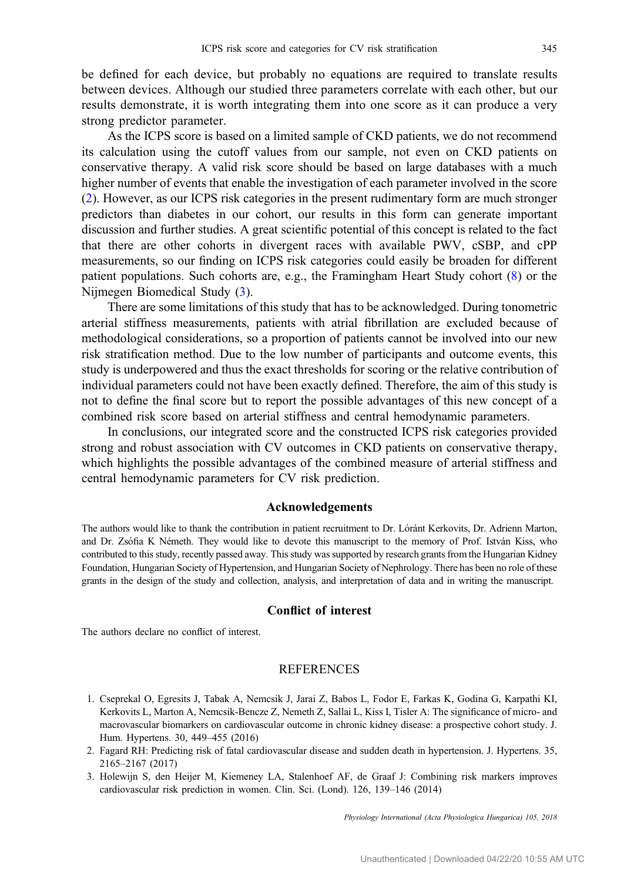be defined for each device, but probably no equations are required to translate results between devices. Although our studied three parameters correlate with each other, but our results demonstrate, it is worth integrating them into one score as it can produce a very strong predictor parameter.

As the ICPS score is based on a limited sample of CKD patients, we do not recommend its calculation using the cutoff values from our sample, not even on CKD patients on conservative therapy. A valid risk score should be based on large databases with a much higher number of events that enable the investigation of each parameter involved in the score (2). However, as our ICPS risk categories in the present rudimentary form are much stronger predictors than diabetes in our cohort, our results in this form can generate important discussion and further studies. A great scientific potential of this concept is related to the fact that there are other cohorts in divergent races with available PWV, cSBP, and cPP measurements, so our finding on ICPS risk categories could easily be broaden for different patient populations. Such cohorts are, e.g., the Framingham Heart Study cohort (8) or the Nijmegen Biomedical Study (3).

There are some limitations of this study that has to be acknowledged. During tonometric arterial stiffness measurements, patients with atrial fibrillation are excluded because of methodological considerations, so a proportion of patients cannot be involved into our new risk stratification method. Due to the low number of participants and outcome events, this study is underpowered and thus the exact thresholds for scoring or the relative contribution of individual parameters could not have been exactly defined. Therefore, the aim of this study is not to define the final score but to report the possible advantages of this new concept of a combined risk score based on arterial stiffness and central hemodynamic parameters.

In conclusions, our integrated score and the constructed ICPS risk categories provided strong and robust association with CV outcomes in CKD patients on conservative therapy, which highlights the possible advantages of the combined measure of arterial stiffness and central hemodynamic parameters for CV risk prediction.

## Acknowledgements

The authors would like to thank the contribution in patient recruitment to Dr. Lóránt Kerkovits, Dr. Adrienn Marton, and Dr. Zsófia K Németh. They would like to devote this manuscript to the memory of Prof. István Kiss, who contributed to this study, recently passed away. This study was supported by research grants from the Hungarian Kidney Foundation, Hungarian Society of Hypertension, and Hungarian Society of Nephrology. There has been no role of these grants in the design of the study and collection, analysis, and interpretation of data and in writing the manuscript.

## Conflict of interest

The authors declare no conflict of interest.

## REFERENCES

1. Cseprekal O, Egresits J, Tabak A, Nemcsik J, Jarai Z, Babos L, Fodor E, Farkas K, Godina G, Karpathi KI, Kerkovits L, Marton A, Nemcsik-Bencze Z, Nemeth Z, Sallai L, Kiss I, Tisler A: The significance of micro- and macrovascular biomarkers on cardiovascular outcome in chronic kidney disease: a prospective cohort study. J. Hum. Hypertens. 30, 449–455 (2016)
2. Fagard RH: Predicting risk of fatal cardiovascular disease and sudden death in hypertension. J. Hypertens. 35, 2165–2167 (2017)
3. Holewijn S, den Heijer M, Kiemeney LA, Stalenhoef AF, de Graaf J: Combining risk markers improves cardiovascular risk prediction in women. Clin. Sci. (Lond). 126, 139–146 (2014)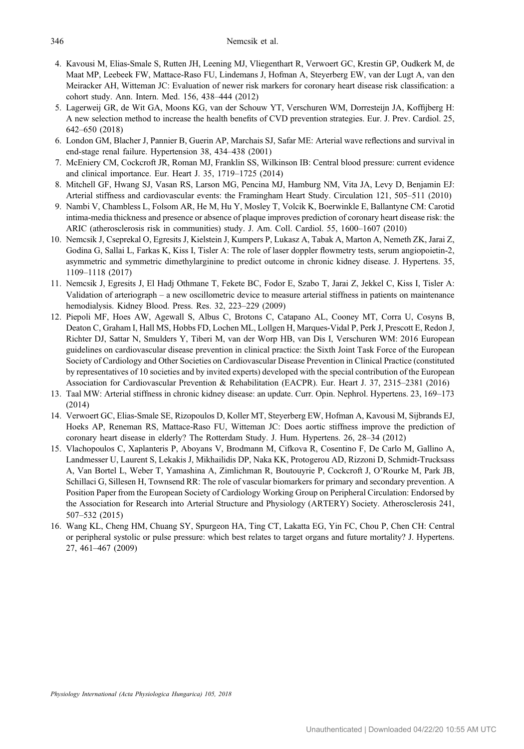4. Kavousi M, Elias-Smale S, Rutten JH, Leening MJ, Vliegenthart R, Verwoert GC, Krestin GP, Oudkerk M, de Maat MP, Leebeek FW, Mattace-Raso FU, Lindemans J, Hofman A, Steyerberg EW, van der Lugt A, van den Meiracker AH, Witteman JC: Evaluation of newer risk markers for coronary heart disease risk classification: a cohort study. Ann. Intern. Med. 156, 438–444 (2012)
5. Lagerweij GR, de Wit GA, Moons KG, van der Schouw YT, Verschuren WM, Dorresteijn JA, Koffijberg H: A new selection method to increase the health benefits of CVD prevention strategies. Eur. J. Prev. Cardiol. 25, 642–650 (2018)
6. London GM, Blacher J, Pannier B, Guerin AP, Marchais SJ, Safar ME: Arterial wave reflections and survival in end-stage renal failure. Hypertension 38, 434–438 (2001)
7. McEniery CM, Cockcroft JR, Roman MJ, Franklin SS, Wilkinson IB: Central blood pressure: current evidence and clinical importance. Eur. Heart J. 35, 1719–1725 (2014)
8. Mitchell GF, Hwang SJ, Vasan RS, Larson MG, Pencina MJ, Hamburg NM, Vita JA, Levy D, Benjamin EJ: Arterial stiffness and cardiovascular events: the Framingham Heart Study. Circulation 121, 505–511 (2010)
9. Nambi V, Chambless L, Folsom AR, He M, Hu Y, Mosley T, Volcik K, Boerwinkle E, Ballantyne CM: Carotid intima-media thickness and presence or absence of plaque improves prediction of coronary heart disease risk: the ARIC (atherosclerosis risk in communities) study. J. Am. Coll. Cardiol. 55, 1600–1607 (2010)
10. Nemcsik J, Cseprekal O, Egresits J, Kielstein J, Kumpers P, Lukasz A, Tabak A, Marton A, Nemeth ZK, Jarai Z, Godina G, Sallai L, Farkas K, Kiss I, Tisler A: The role of laser doppler flowmetry tests, serum angiopoietin-2, asymmetric and symmetric dimethylarginine to predict outcome in chronic kidney disease. J. Hypertens. 35, 1109–1118 (2017)
11. Nemcsik J, Egresits J, El Hadj Othmane T, Fekete BC, Fodor E, Szabo T, Jarai Z, Jekkel C, Kiss I, Tisler A: Validation of arteriograph – a new oscillometric device to measure arterial stiffness in patients on maintenance hemodialysis. Kidney Blood. Press. Res. 32, 223–229 (2009)
12. Piepoli MF, Hoes AW, Agewall S, Albus C, Brotons C, Catapano AL, Cooney MT, Corra U, Cosyns B, Deaton C, Graham I, Hall MS, Hobbs FD, Lochen ML, Lollgen H, Marques-Vidal P, Perk J, Prescott E, Redon J, Richter DJ, Sattar N, Smulders Y, Tiberi M, van der Worp HB, van Dis I, Verschuren WM: 2016 European guidelines on cardiovascular disease prevention in clinical practice: the Sixth Joint Task Force of the European Society of Cardiology and Other Societies on Cardiovascular Disease Prevention in Clinical Practice (constituted by representatives of 10 societies and by invited experts) developed with the special contribution of the European Association for Cardiovascular Prevention & Rehabilitation (EACPR). Eur. Heart J. 37, 2315–2381 (2016)
13. Taal MW: Arterial stiffness in chronic kidney disease: an update. Curr. Opin. Nephrol. Hypertens. 23, 169–173 (2014)
14. Verwoert GC, Elias-Smale SE, Rizopoulos D, Koller MT, Steyerberg EW, Hofman A, Kavousi M, Sijbrands EJ, Hoeks AP, Reneman RS, Mattace-Raso FU, Witteman JC: Does aortic stiffness improve the prediction of coronary heart disease in elderly? The Rotterdam Study. J. Hum. Hypertens. 26, 28–34 (2012)
15. Vlachopoulos C, Xaplanteris P, Aboyans V, Brodmann M, Cifkova R, Cosentino F, De Carlo M, Gallino A, Landmesser U, Laurent S, Lekakis J, Mikhailidis DP, Naka KK, Protogerou AD, Rizzoni D, Schmidt-Trucksass A, Van Bortel L, Weber T, Yamashina A, Zimlichman R, Boutouyrie P, Cockcroft J, O'Rourke M, Park JB, Schillaci G, Sillesen H, Townsend RR: The role of vascular biomarkers for primary and secondary prevention. A Position Paper from the European Society of Cardiology Working Group on Peripheral Circulation: Endorsed by the Association for Research into Arterial Structure and Physiology (ARTERY) Society. Atherosclerosis 241, 507–532 (2015)
16. Wang KL, Cheng HM, Chuang SY, Spurgeon HA, Ting CT, Lakatta EG, Yin FC, Chou P, Chen CH: Central or peripheral systolic or pulse pressure: which best relates to target organs and future mortality? J. Hypertens. 27, 461–467 (2009)